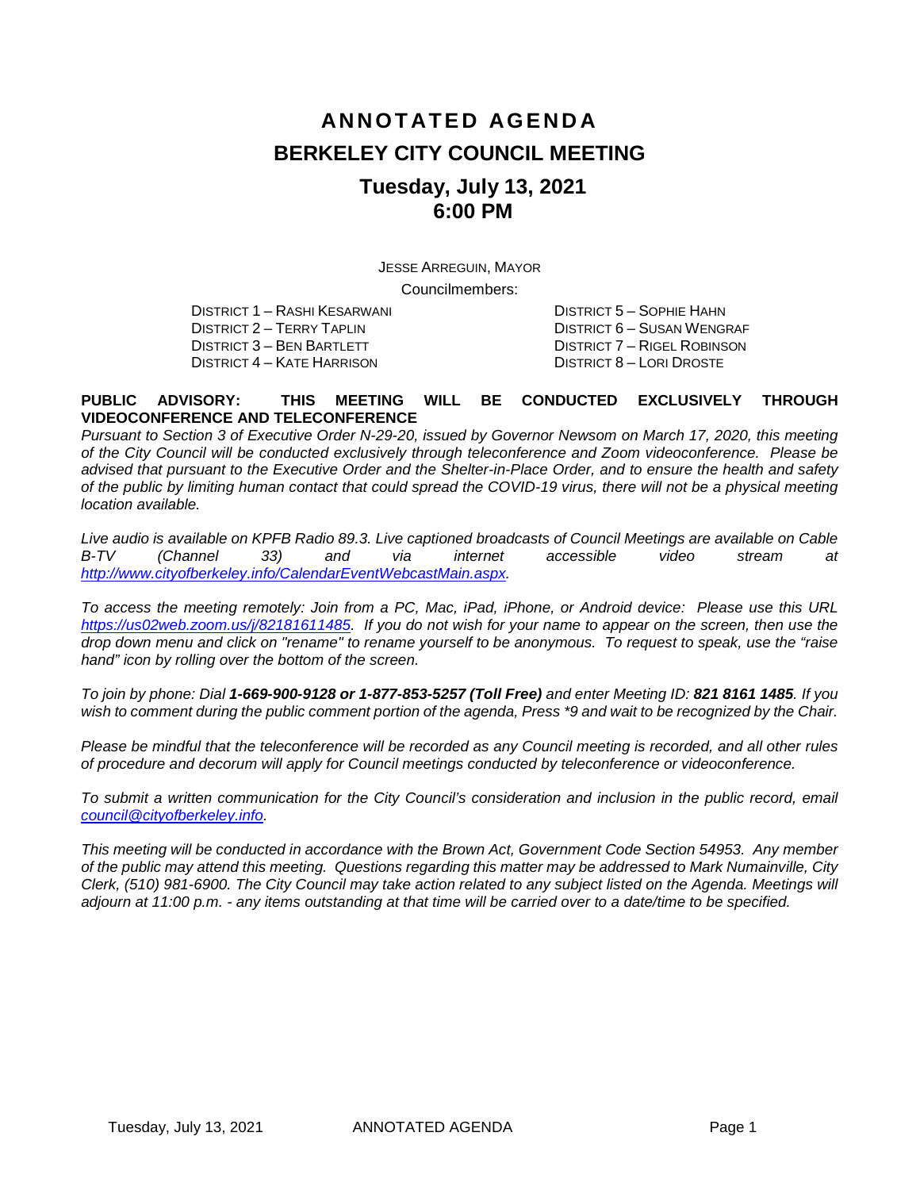# ANNOTATED AGENDA

# BERKELEY CITY COUNCIL MEETING

## Tuesday, July 13, 2021
## 6:00 PM

JESSE ARREGUIN, MAYOR

Councilmembers:

DISTRICT 1 – RASHI KESARWANI
DISTRICT 2 – TERRY TAPLIN
DISTRICT 3 – BEN BARTLETT
DISTRICT 4 – KATE HARRISON
DISTRICT 5 – SOPHIE HAHN
DISTRICT 6 – SUSAN WENGRAF
DISTRICT 7 – RIGEL ROBINSON
DISTRICT 8 – LORI DROSTE

**PUBLIC ADVISORY: THIS MEETING WILL BE CONDUCTED EXCLUSIVELY THROUGH VIDEOCONFERENCE AND TELECONFERENCE**

*Pursuant to Section 3 of Executive Order N-29-20, issued by Governor Newsom on March 17, 2020, this meeting of the City Council will be conducted exclusively through teleconference and Zoom videoconference. Please be advised that pursuant to the Executive Order and the Shelter-in-Place Order, and to ensure the health and safety of the public by limiting human contact that could spread the COVID-19 virus, there will not be a physical meeting location available.*

*Live audio is available on KPFB Radio 89.3. Live captioned broadcasts of Council Meetings are available on Cable B-TV (Channel 33) and via internet accessible video stream at [http://www.cityofberkeley.info/CalendarEventWebcastMain.aspx](http://www.cityofberkeley.info/CalendarEventWebcastMain.aspx).*

*To access the meeting remotely: Join from a PC, Mac, iPad, iPhone, or Android device: Please use this URL [https://us02web.zoom.us/j/82181611485](https://us02web.zoom.us/j/82181611485). If you do not wish for your name to appear on the screen, then use the drop down menu and click on "rename" to rename yourself to be anonymous. To request to speak, use the "raise hand" icon by rolling over the bottom of the screen.*

*To join by phone: Dial **1-669-900-9128 or 1-877-853-5257 (Toll Free)** and enter Meeting ID: **821 8161 1485**. If you wish to comment during the public comment portion of the agenda, Press \*9 and wait to be recognized by the Chair.*

*Please be mindful that the teleconference will be recorded as any Council meeting is recorded, and all other rules of procedure and decorum will apply for Council meetings conducted by teleconference or videoconference.*

*To submit a written communication for the City Council's consideration and inclusion in the public record, email [council@cityofberkeley.info](mailto:council@cityofberkeley.info).*

*This meeting will be conducted in accordance with the Brown Act, Government Code Section 54953. Any member of the public may attend this meeting. Questions regarding this matter may be addressed to Mark Numainville, City Clerk, (510) 981-6900. The City Council may take action related to any subject listed on the Agenda. Meetings will adjourn at 11:00 p.m. - any items outstanding at that time will be carried over to a date/time to be specified.*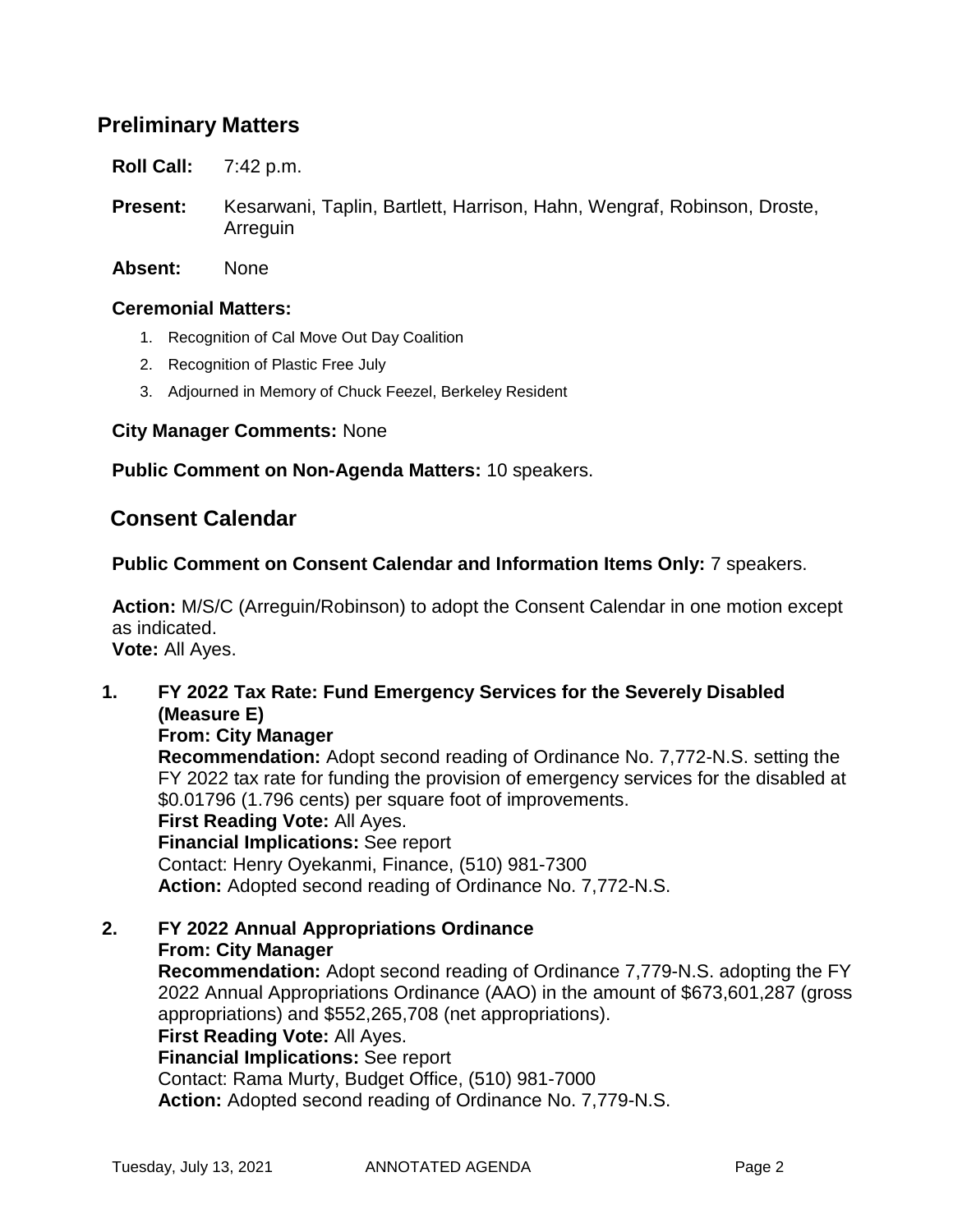## Preliminary Matters

**Roll Call:** 7:42 p.m.

**Present:** Kesarwani, Taplin, Bartlett, Harrison, Hahn, Wengraf, Robinson, Droste, Arreguin

**Absent:** None

**Ceremonial Matters:**

1. Recognition of Cal Move Out Day Coalition
2. Recognition of Plastic Free July
3. Adjourned in Memory of Chuck Feezel, Berkeley Resident

**City Manager Comments:** None

**Public Comment on Non-Agenda Matters:** 10 speakers.

## Consent Calendar

**Public Comment on Consent Calendar and Information Items Only:** 7 speakers.

**Action:** M/S/C (Arreguin/Robinson) to adopt the Consent Calendar in one motion except as indicated.
**Vote:** All Ayes.

**1. FY 2022 Tax Rate: Fund Emergency Services for the Severely Disabled (Measure E)**
**From: City Manager**
**Recommendation:** Adopt second reading of Ordinance No. 7,772-N.S. setting the FY 2022 tax rate for funding the provision of emergency services for the disabled at $0.01796 (1.796 cents) per square foot of improvements.
**First Reading Vote:** All Ayes.
**Financial Implications:** See report
Contact: Henry Oyekanmi, Finance, (510) 981-7300
**Action:** Adopted second reading of Ordinance No. 7,772-N.S.

**2. FY 2022 Annual Appropriations Ordinance**
**From: City Manager**
**Recommendation:** Adopt second reading of Ordinance 7,779-N.S. adopting the FY 2022 Annual Appropriations Ordinance (AAO) in the amount of $673,601,287 (gross appropriations) and $552,265,708 (net appropriations).
**First Reading Vote:** All Ayes.
**Financial Implications:** See report
Contact: Rama Murty, Budget Office, (510) 981-7000
**Action:** Adopted second reading of Ordinance No. 7,779-N.S.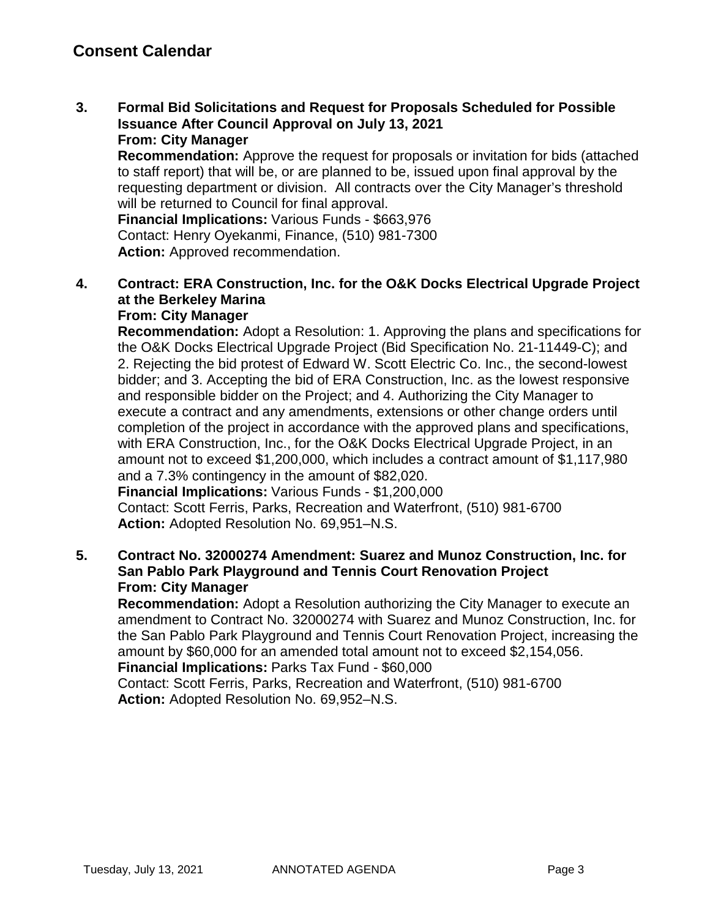## Consent Calendar

3. **Formal Bid Solicitations and Request for Proposals Scheduled for Possible Issuance After Council Approval on July 13, 2021**
   **From: City Manager**
   **Recommendation:** Approve the request for proposals or invitation for bids (attached to staff report) that will be, or are planned to be, issued upon final approval by the requesting department or division. All contracts over the City Manager's threshold will be returned to Council for final approval.
   **Financial Implications:** Various Funds - $663,976
   Contact: Henry Oyekanmi, Finance, (510) 981-7300
   **Action:** Approved recommendation.

4. **Contract: ERA Construction, Inc. for the O&K Docks Electrical Upgrade Project at the Berkeley Marina**
   **From: City Manager**
   **Recommendation:** Adopt a Resolution: 1. Approving the plans and specifications for the O&K Docks Electrical Upgrade Project (Bid Specification No. 21-11449-C); and 2. Rejecting the bid protest of Edward W. Scott Electric Co. Inc., the second-lowest bidder; and 3. Accepting the bid of ERA Construction, Inc. as the lowest responsive and responsible bidder on the Project; and 4. Authorizing the City Manager to execute a contract and any amendments, extensions or other change orders until completion of the project in accordance with the approved plans and specifications, with ERA Construction, Inc., for the O&K Docks Electrical Upgrade Project, in an amount not to exceed $1,200,000, which includes a contract amount of $1,117,980 and a 7.3% contingency in the amount of $82,020.
   **Financial Implications:** Various Funds - $1,200,000
   Contact: Scott Ferris, Parks, Recreation and Waterfront, (510) 981-6700
   **Action:** Adopted Resolution No. 69,951–N.S.

5. **Contract No. 32000274 Amendment: Suarez and Munoz Construction, Inc. for San Pablo Park Playground and Tennis Court Renovation Project**
   **From: City Manager**
   **Recommendation:** Adopt a Resolution authorizing the City Manager to execute an amendment to Contract No. 32000274 with Suarez and Munoz Construction, Inc. for the San Pablo Park Playground and Tennis Court Renovation Project, increasing the amount by $60,000 for an amended total amount not to exceed $2,154,056.
   **Financial Implications:** Parks Tax Fund - $60,000
   Contact: Scott Ferris, Parks, Recreation and Waterfront, (510) 981-6700
   **Action:** Adopted Resolution No. 69,952–N.S.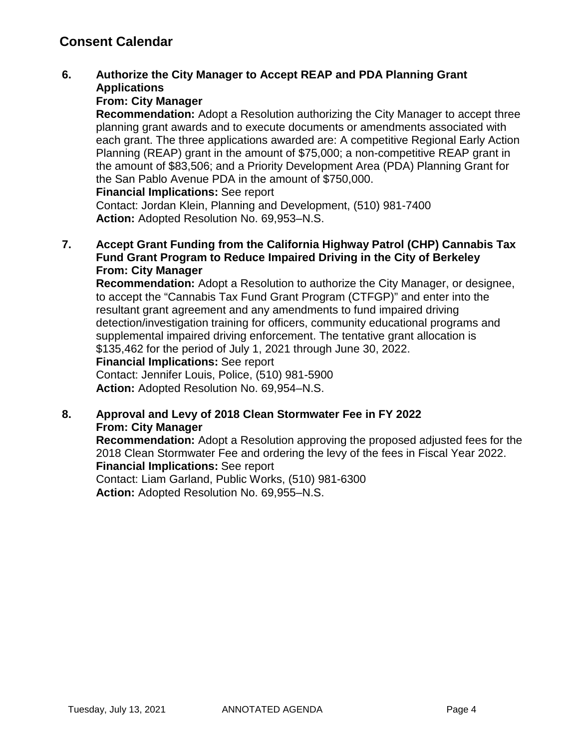## Consent Calendar

**6. Authorize the City Manager to Accept REAP and PDA Planning Grant Applications**
**From: City Manager**
**Recommendation:** Adopt a Resolution authorizing the City Manager to accept three planning grant awards and to execute documents or amendments associated with each grant. The three applications awarded are: A competitive Regional Early Action Planning (REAP) grant in the amount of $75,000; a non-competitive REAP grant in the amount of $83,506; and a Priority Development Area (PDA) Planning Grant for the San Pablo Avenue PDA in the amount of $750,000.
**Financial Implications:** See report
Contact: Jordan Klein, Planning and Development, (510) 981-7400
**Action:** Adopted Resolution No. 69,953–N.S.

**7. Accept Grant Funding from the California Highway Patrol (CHP) Cannabis Tax Fund Grant Program to Reduce Impaired Driving in the City of Berkeley**
**From: City Manager**
**Recommendation:** Adopt a Resolution to authorize the City Manager, or designee, to accept the "Cannabis Tax Fund Grant Program (CTFGP)" and enter into the resultant grant agreement and any amendments to fund impaired driving detection/investigation training for officers, community educational programs and supplemental impaired driving enforcement. The tentative grant allocation is $135,462 for the period of July 1, 2021 through June 30, 2022.
**Financial Implications:** See report
Contact: Jennifer Louis, Police, (510) 981-5900
**Action:** Adopted Resolution No. 69,954–N.S.

**8. Approval and Levy of 2018 Clean Stormwater Fee in FY 2022**
**From: City Manager**
**Recommendation:** Adopt a Resolution approving the proposed adjusted fees for the 2018 Clean Stormwater Fee and ordering the levy of the fees in Fiscal Year 2022.
**Financial Implications:** See report
Contact: Liam Garland, Public Works, (510) 981-6300
**Action:** Adopted Resolution No. 69,955–N.S.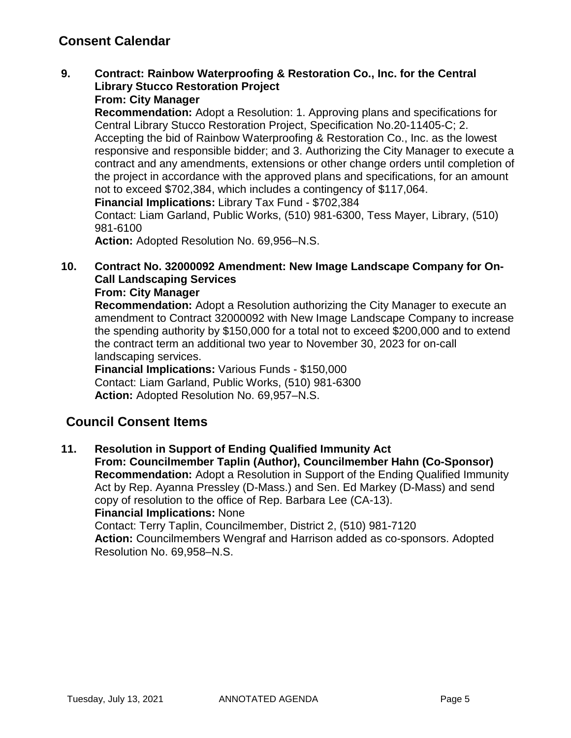## Consent Calendar

**9. Contract: Rainbow Waterproofing & Restoration Co., Inc. for the Central Library Stucco Restoration Project**
**From: City Manager**
**Recommendation:** Adopt a Resolution: 1. Approving plans and specifications for Central Library Stucco Restoration Project, Specification No.20-11405-C; 2. Accepting the bid of Rainbow Waterproofing & Restoration Co., Inc. as the lowest responsive and responsible bidder; and 3. Authorizing the City Manager to execute a contract and any amendments, extensions or other change orders until completion of the project in accordance with the approved plans and specifications, for an amount not to exceed $702,384, which includes a contingency of $117,064.
**Financial Implications:** Library Tax Fund - $702,384
Contact: Liam Garland, Public Works, (510) 981-6300, Tess Mayer, Library, (510) 981-6100
**Action:** Adopted Resolution No. 69,956–N.S.

**10. Contract No. 32000092 Amendment: New Image Landscape Company for On-Call Landscaping Services**
**From: City Manager**
**Recommendation:** Adopt a Resolution authorizing the City Manager to execute an amendment to Contract 32000092 with New Image Landscape Company to increase the spending authority by $150,000 for a total not to exceed $200,000 and to extend the contract term an additional two year to November 30, 2023 for on-call landscaping services.
**Financial Implications:** Various Funds - $150,000
Contact: Liam Garland, Public Works, (510) 981-6300
**Action:** Adopted Resolution No. 69,957–N.S.

## Council Consent Items

**11. Resolution in Support of Ending Qualified Immunity Act**
**From: Councilmember Taplin (Author), Councilmember Hahn (Co-Sponsor)**
**Recommendation:** Adopt a Resolution in Support of the Ending Qualified Immunity Act by Rep. Ayanna Pressley (D-Mass.) and Sen. Ed Markey (D-Mass) and send copy of resolution to the office of Rep. Barbara Lee (CA-13).
**Financial Implications:** None
Contact: Terry Taplin, Councilmember, District 2, (510) 981-7120
**Action:** Councilmembers Wengraf and Harrison added as co-sponsors. Adopted Resolution No. 69,958–N.S.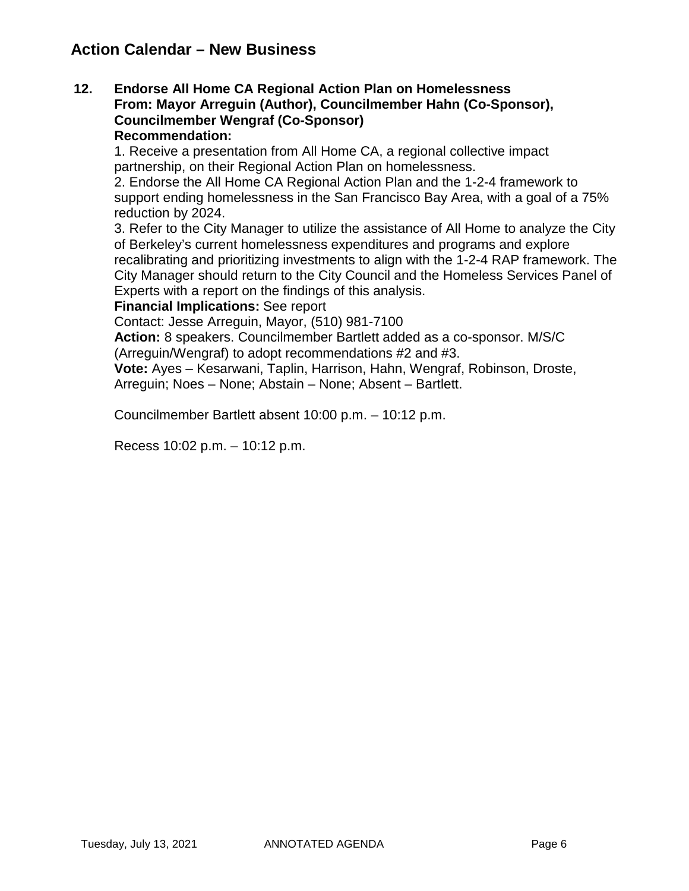## Action Calendar – New Business

**12. Endorse All Home CA Regional Action Plan on Homelessness**
**From: Mayor Arreguin (Author), Councilmember Hahn (Co-Sponsor), Councilmember Wengraf (Co-Sponsor)**
**Recommendation:**

1. Receive a presentation from All Home CA, a regional collective impact partnership, on their Regional Action Plan on homelessness.
2. Endorse the All Home CA Regional Action Plan and the 1-2-4 framework to support ending homelessness in the San Francisco Bay Area, with a goal of a 75% reduction by 2024.
3. Refer to the City Manager to utilize the assistance of All Home to analyze the City of Berkeley's current homelessness expenditures and programs and explore recalibrating and prioritizing investments to align with the 1-2-4 RAP framework. The City Manager should return to the City Council and the Homeless Services Panel of Experts with a report on the findings of this analysis.

**Financial Implications:** See report
Contact: Jesse Arreguin, Mayor, (510) 981-7100
**Action:** 8 speakers. Councilmember Bartlett added as a co-sponsor. M/S/C (Arreguin/Wengraf) to adopt recommendations #2 and #3.
**Vote:** Ayes – Kesarwani, Taplin, Harrison, Hahn, Wengraf, Robinson, Droste, Arreguin; Noes – None; Abstain – None; Absent – Bartlett.

Councilmember Bartlett absent 10:00 p.m. – 10:12 p.m.

Recess 10:02 p.m. – 10:12 p.m.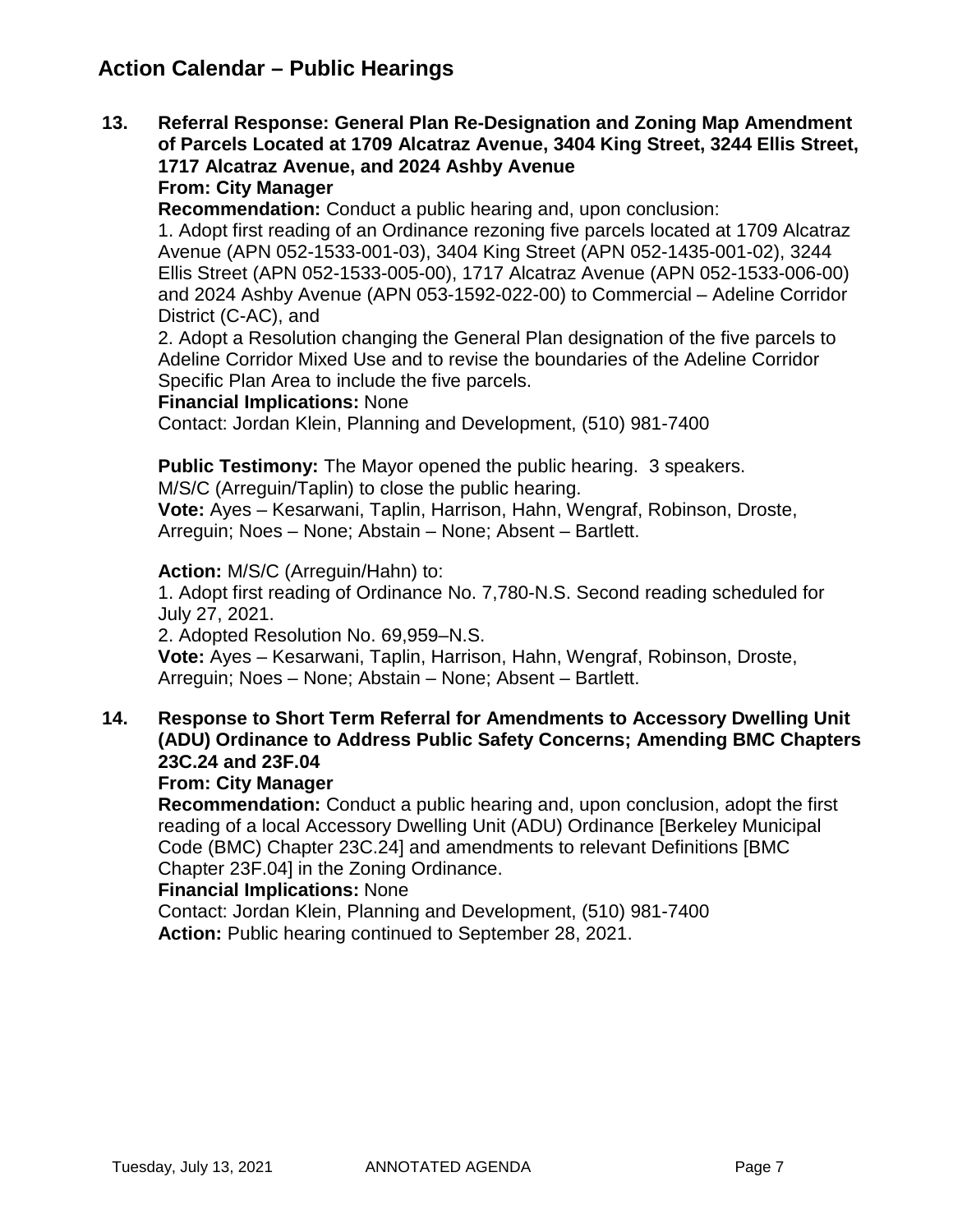## Action Calendar – Public Hearings

**13. Referral Response: General Plan Re-Designation and Zoning Map Amendment of Parcels Located at 1709 Alcatraz Avenue, 3404 King Street, 3244 Ellis Street, 1717 Alcatraz Avenue, and 2024 Ashby Avenue**

**From: City Manager**

**Recommendation:** Conduct a public hearing and, upon conclusion:

1. Adopt first reading of an Ordinance rezoning five parcels located at 1709 Alcatraz Avenue (APN 052-1533-001-03), 3404 King Street (APN 052-1435-001-02), 3244 Ellis Street (APN 052-1533-005-00), 1717 Alcatraz Avenue (APN 052-1533-006-00) and 2024 Ashby Avenue (APN 053-1592-022-00) to Commercial – Adeline Corridor District (C-AC), and

2. Adopt a Resolution changing the General Plan designation of the five parcels to Adeline Corridor Mixed Use and to revise the boundaries of the Adeline Corridor Specific Plan Area to include the five parcels.

**Financial Implications:** None

Contact: Jordan Klein, Planning and Development, (510) 981-7400

**Public Testimony:** The Mayor opened the public hearing. 3 speakers.
M/S/C (Arreguin/Taplin) to close the public hearing.
**Vote:** Ayes – Kesarwani, Taplin, Harrison, Hahn, Wengraf, Robinson, Droste, Arreguin; Noes – None; Abstain – None; Absent – Bartlett.

**Action:** M/S/C (Arreguin/Hahn) to:

1. Adopt first reading of Ordinance No. 7,780-N.S. Second reading scheduled for July 27, 2021.

2. Adopted Resolution No. 69,959–N.S.

**Vote:** Ayes – Kesarwani, Taplin, Harrison, Hahn, Wengraf, Robinson, Droste, Arreguin; Noes – None; Abstain – None; Absent – Bartlett.

**14. Response to Short Term Referral for Amendments to Accessory Dwelling Unit (ADU) Ordinance to Address Public Safety Concerns; Amending BMC Chapters 23C.24 and 23F.04**

**From: City Manager**

**Recommendation:** Conduct a public hearing and, upon conclusion, adopt the first reading of a local Accessory Dwelling Unit (ADU) Ordinance [Berkeley Municipal Code (BMC) Chapter 23C.24] and amendments to relevant Definitions [BMC Chapter 23F.04] in the Zoning Ordinance.

**Financial Implications:** None

Contact: Jordan Klein, Planning and Development, (510) 981-7400

**Action:** Public hearing continued to September 28, 2021.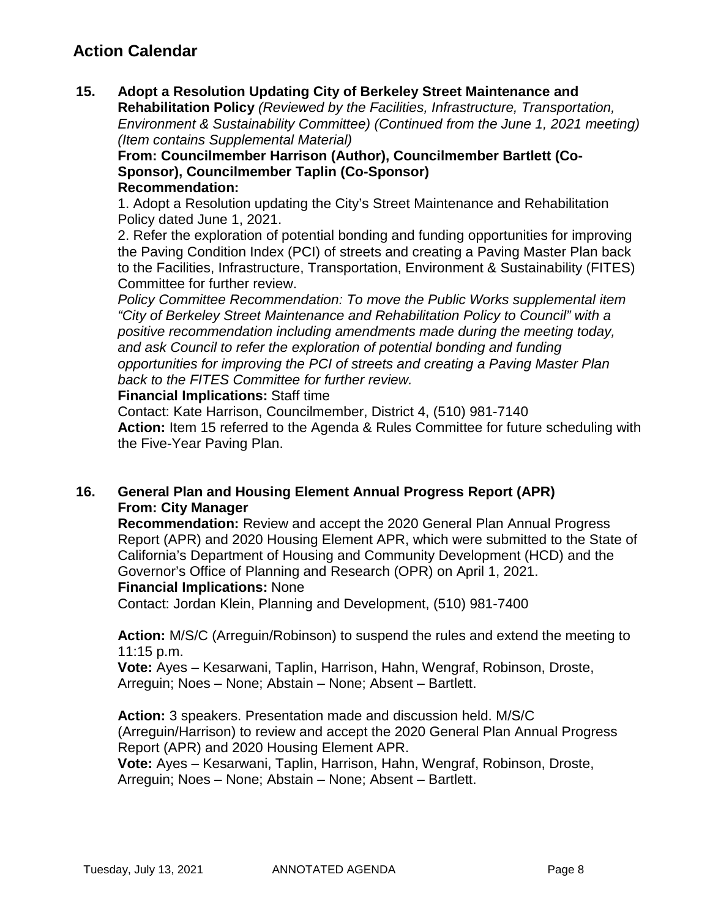## Action Calendar

**15. Adopt a Resolution Updating City of Berkeley Street Maintenance and Rehabilitation Policy** *(Reviewed by the Facilities, Infrastructure, Transportation, Environment & Sustainability Committee) (Continued from the June 1, 2021 meeting) (Item contains Supplemental Material)*
**From: Councilmember Harrison (Author), Councilmember Bartlett (Co-Sponsor), Councilmember Taplin (Co-Sponsor)**
**Recommendation:**
1. Adopt a Resolution updating the City's Street Maintenance and Rehabilitation Policy dated June 1, 2021.
2. Refer the exploration of potential bonding and funding opportunities for improving the Paving Condition Index (PCI) of streets and creating a Paving Master Plan back to the Facilities, Infrastructure, Transportation, Environment & Sustainability (FITES) Committee for further review.
*Policy Committee Recommendation: To move the Public Works supplemental item "City of Berkeley Street Maintenance and Rehabilitation Policy to Council" with a positive recommendation including amendments made during the meeting today, and ask Council to refer the exploration of potential bonding and funding opportunities for improving the PCI of streets and creating a Paving Master Plan back to the FITES Committee for further review.*
**Financial Implications:** Staff time
Contact: Kate Harrison, Councilmember, District 4, (510) 981-7140
**Action:** Item 15 referred to the Agenda & Rules Committee for future scheduling with the Five-Year Paving Plan.

**16. General Plan and Housing Element Annual Progress Report (APR)**
**From: City Manager**
**Recommendation:** Review and accept the 2020 General Plan Annual Progress Report (APR) and 2020 Housing Element APR, which were submitted to the State of California's Department of Housing and Community Development (HCD) and the Governor's Office of Planning and Research (OPR) on April 1, 2021.
**Financial Implications:** None
Contact: Jordan Klein, Planning and Development, (510) 981-7400

**Action:** M/S/C (Arreguin/Robinson) to suspend the rules and extend the meeting to 11:15 p.m.
**Vote:** Ayes – Kesarwani, Taplin, Harrison, Hahn, Wengraf, Robinson, Droste, Arreguin; Noes – None; Abstain – None; Absent – Bartlett.

**Action:** 3 speakers. Presentation made and discussion held. M/S/C (Arreguin/Harrison) to review and accept the 2020 General Plan Annual Progress Report (APR) and 2020 Housing Element APR.
**Vote:** Ayes – Kesarwani, Taplin, Harrison, Hahn, Wengraf, Robinson, Droste, Arreguin; Noes – None; Abstain – None; Absent – Bartlett.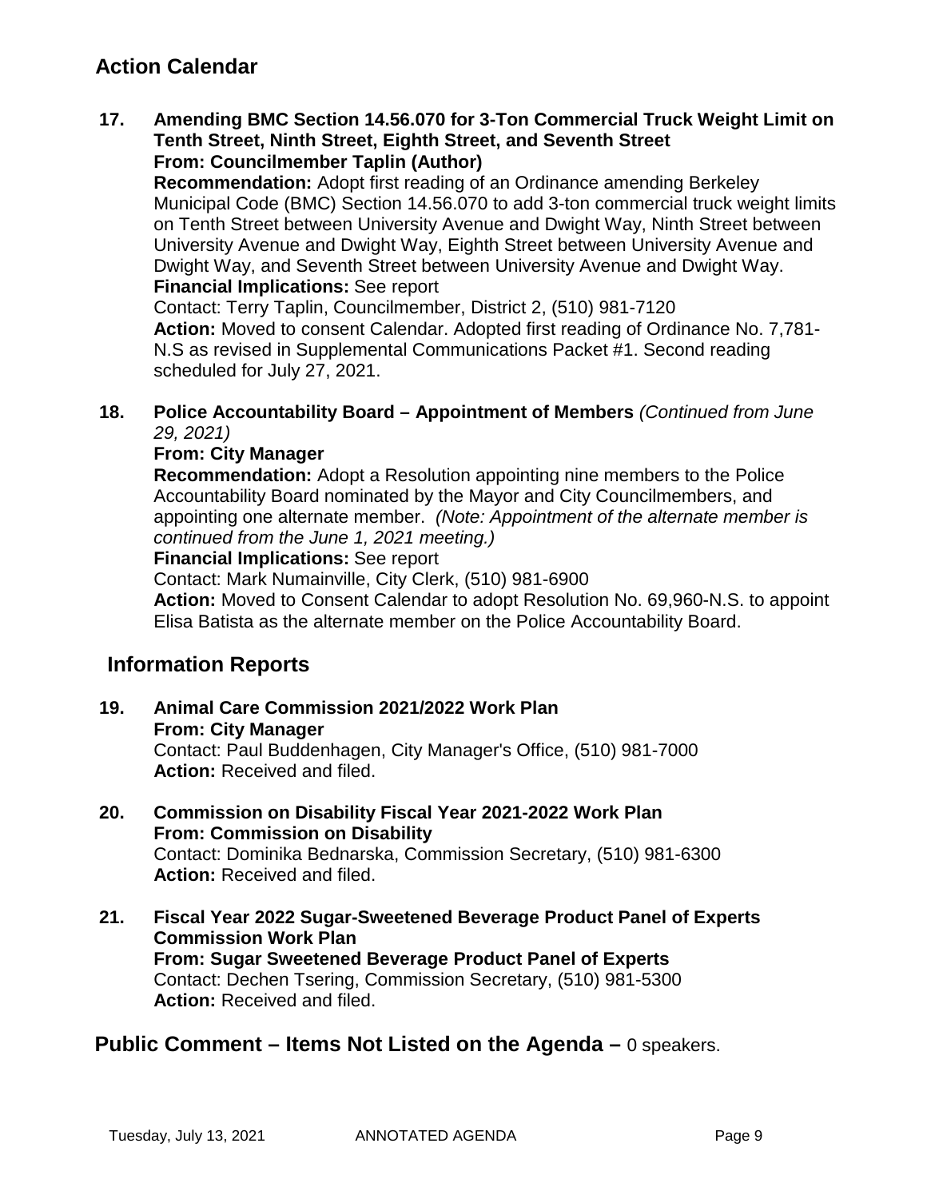## Action Calendar

**17. Amending BMC Section 14.56.070 for 3-Ton Commercial Truck Weight Limit on Tenth Street, Ninth Street, Eighth Street, and Seventh Street**
**From: Councilmember Taplin (Author)**
**Recommendation:** Adopt first reading of an Ordinance amending Berkeley Municipal Code (BMC) Section 14.56.070 to add 3-ton commercial truck weight limits on Tenth Street between University Avenue and Dwight Way, Ninth Street between University Avenue and Dwight Way, Eighth Street between University Avenue and Dwight Way, and Seventh Street between University Avenue and Dwight Way.
**Financial Implications:** See report
Contact: Terry Taplin, Councilmember, District 2, (510) 981-7120
**Action:** Moved to consent Calendar. Adopted first reading of Ordinance No. 7,781-N.S as revised in Supplemental Communications Packet #1. Second reading scheduled for July 27, 2021.

**18. Police Accountability Board – Appointment of Members** *(Continued from June 29, 2021)*
**From: City Manager**
**Recommendation:** Adopt a Resolution appointing nine members to the Police Accountability Board nominated by the Mayor and City Councilmembers, and appointing one alternate member. *(Note: Appointment of the alternate member is continued from the June 1, 2021 meeting.)*
**Financial Implications:** See report
Contact: Mark Numainville, City Clerk, (510) 981-6900
**Action:** Moved to Consent Calendar to adopt Resolution No. 69,960-N.S. to appoint Elisa Batista as the alternate member on the Police Accountability Board.

## Information Reports

**19. Animal Care Commission 2021/2022 Work Plan**
**From: City Manager**
Contact: Paul Buddenhagen, City Manager's Office, (510) 981-7000
**Action:** Received and filed.

**20. Commission on Disability Fiscal Year 2021-2022 Work Plan**
**From: Commission on Disability**
Contact: Dominika Bednarska, Commission Secretary, (510) 981-6300
**Action:** Received and filed.

**21. Fiscal Year 2022 Sugar-Sweetened Beverage Product Panel of Experts Commission Work Plan**
**From: Sugar Sweetened Beverage Product Panel of Experts**
Contact: Dechen Tsering, Commission Secretary, (510) 981-5300
**Action:** Received and filed.

## Public Comment – Items Not Listed on the Agenda – 0 speakers.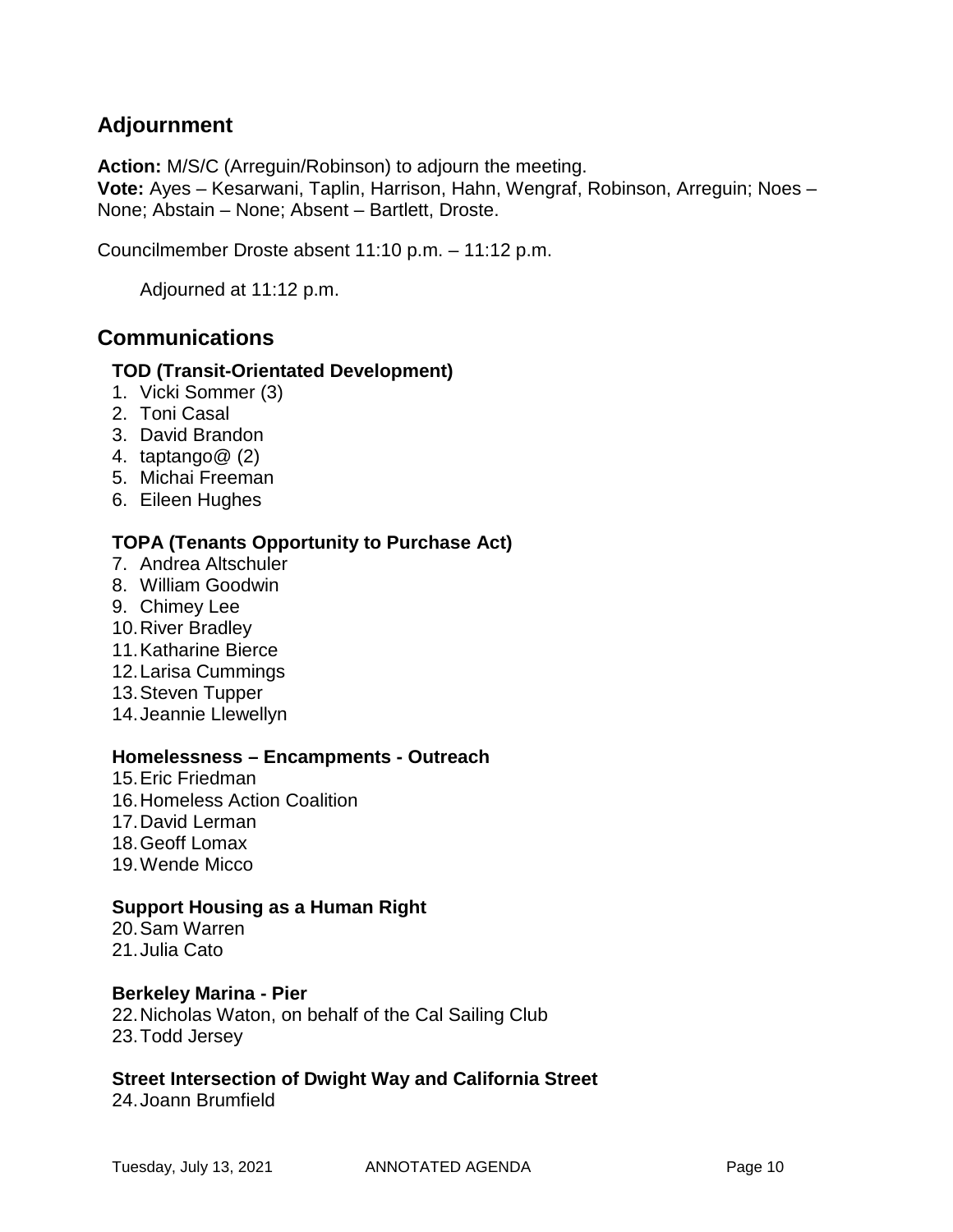## Adjournment

**Action:** M/S/C (Arreguin/Robinson) to adjourn the meeting.
**Vote:** Ayes – Kesarwani, Taplin, Harrison, Hahn, Wengraf, Robinson, Arreguin; Noes – None; Abstain – None; Absent – Bartlett, Droste.

Councilmember Droste absent 11:10 p.m. – 11:12 p.m.

Adjourned at 11:12 p.m.

## Communications

### TOD (Transit-Orientated Development)

1. Vicki Sommer (3)
2. Toni Casal
3. David Brandon
4. taptango@ (2)
5. Michai Freeman
6. Eileen Hughes

### TOPA (Tenants Opportunity to Purchase Act)

7. Andrea Altschuler
8. William Goodwin
9. Chimey Lee
10. River Bradley
11. Katharine Bierce
12. Larisa Cummings
13. Steven Tupper
14. Jeannie Llewellyn

### Homelessness – Encampments - Outreach

15. Eric Friedman
16. Homeless Action Coalition
17. David Lerman
18. Geoff Lomax
19. Wende Micco

### Support Housing as a Human Right

20. Sam Warren
21. Julia Cato

### Berkeley Marina - Pier

22. Nicholas Waton, on behalf of the Cal Sailing Club
23. Todd Jersey

### Street Intersection of Dwight Way and California Street

24. Joann Brumfield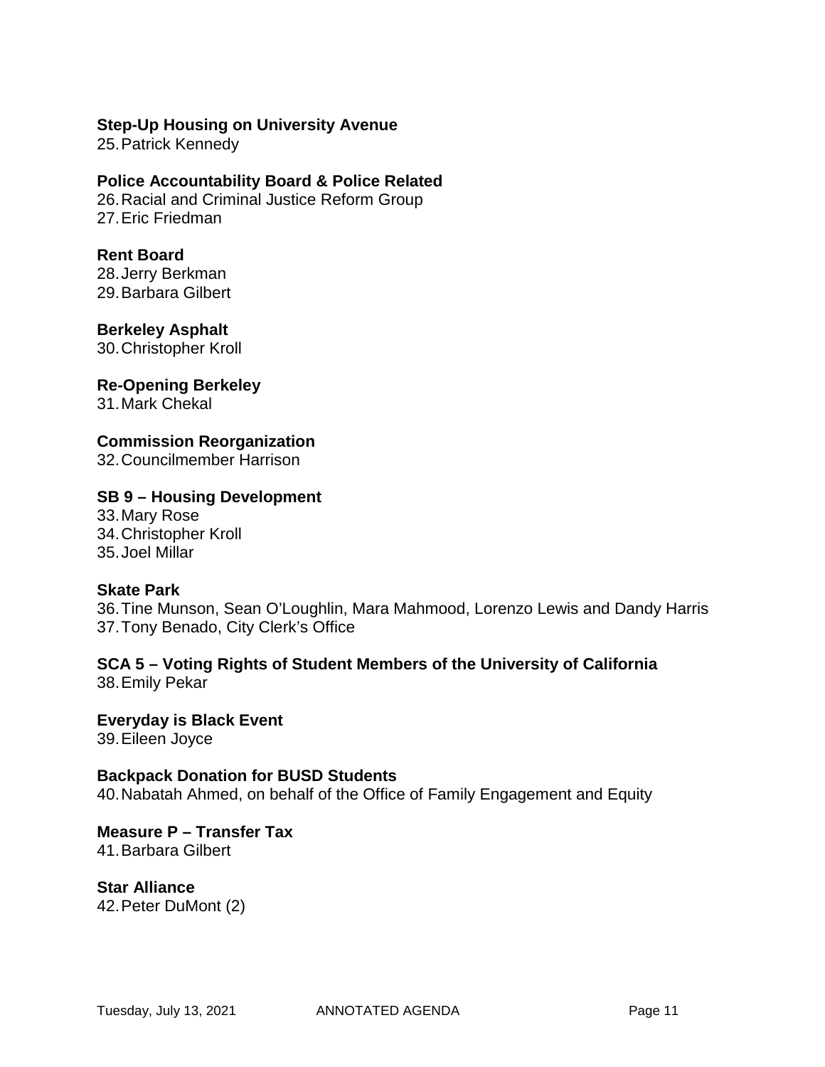**Step-Up Housing on University Avenue**

25. Patrick Kennedy

**Police Accountability Board & Police Related**

26. Racial and Criminal Justice Reform Group
27. Eric Friedman

**Rent Board**

28. Jerry Berkman
29. Barbara Gilbert

**Berkeley Asphalt**

30. Christopher Kroll

**Re-Opening Berkeley**

31. Mark Chekal

**Commission Reorganization**

32. Councilmember Harrison

**SB 9 – Housing Development**

33. Mary Rose
34. Christopher Kroll
35. Joel Millar

**Skate Park**

36. Tine Munson, Sean O'Loughlin, Mara Mahmood, Lorenzo Lewis and Dandy Harris
37. Tony Benado, City Clerk's Office

**SCA 5 – Voting Rights of Student Members of the University of California**

38. Emily Pekar

**Everyday is Black Event**

39. Eileen Joyce

**Backpack Donation for BUSD Students**

40. Nabatah Ahmed, on behalf of the Office of Family Engagement and Equity

**Measure P – Transfer Tax**

41. Barbara Gilbert

**Star Alliance**

42. Peter DuMont (2)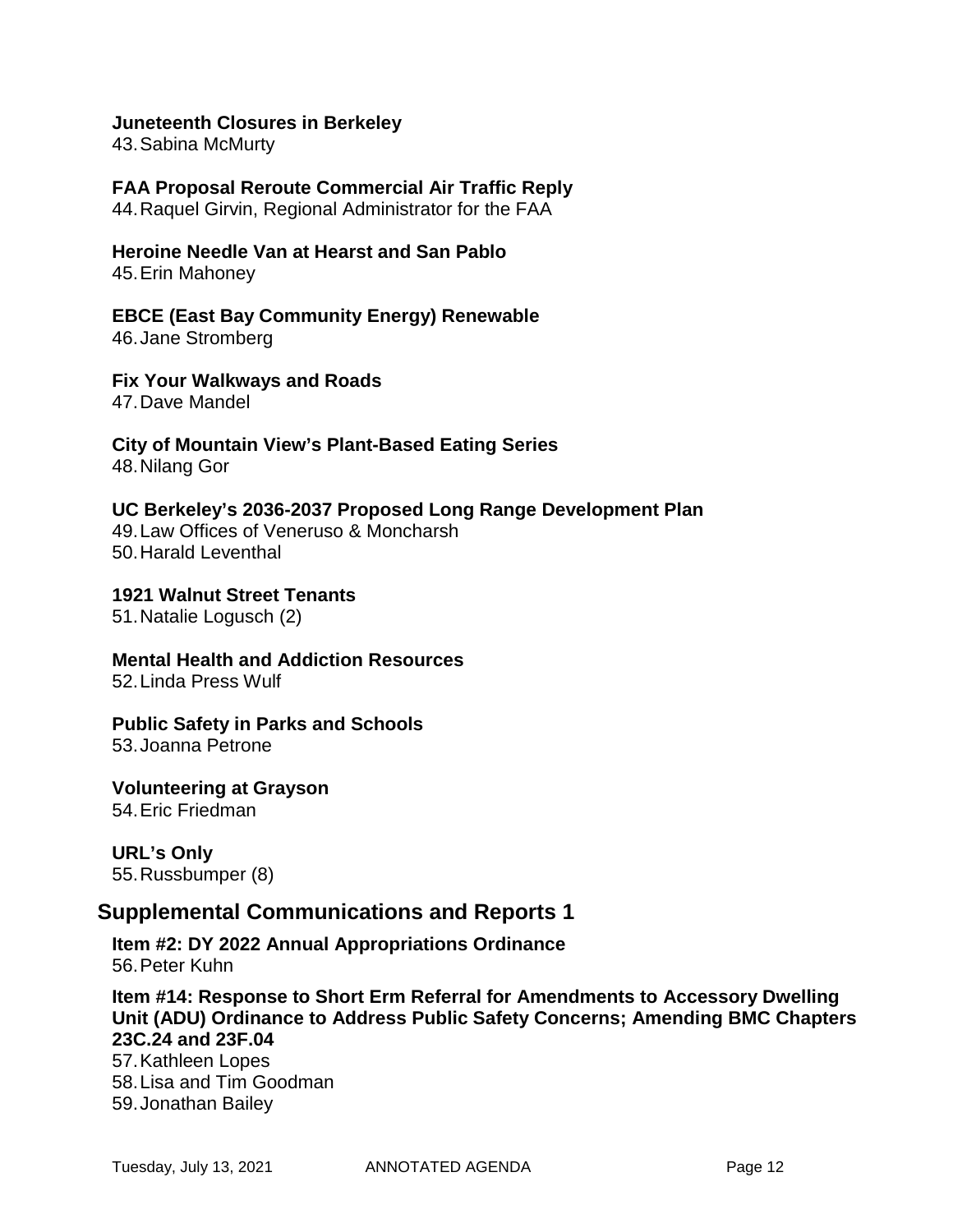**Juneteenth Closures in Berkeley**

43. Sabina McMurty

**FAA Proposal Reroute Commercial Air Traffic Reply**

44. Raquel Girvin, Regional Administrator for the FAA

**Heroine Needle Van at Hearst and San Pablo**

45. Erin Mahoney

**EBCE (East Bay Community Energy) Renewable**

46. Jane Stromberg

**Fix Your Walkways and Roads**

47. Dave Mandel

**City of Mountain View's Plant-Based Eating Series**

48. Nilang Gor

**UC Berkeley's 2036-2037 Proposed Long Range Development Plan**

49. Law Offices of Veneruso & Moncharsh
50. Harald Leventhal

**1921 Walnut Street Tenants**

51. Natalie Logusch (2)

**Mental Health and Addiction Resources**

52. Linda Press Wulf

**Public Safety in Parks and Schools**

53. Joanna Petrone

**Volunteering at Grayson**

54. Eric Friedman

**URL's Only**

55. Russbumper (8)

## Supplemental Communications and Reports 1

**Item #2: DY 2022 Annual Appropriations Ordinance**

56. Peter Kuhn

**Item #14: Response to Short Erm Referral for Amendments to Accessory Dwelling Unit (ADU) Ordinance to Address Public Safety Concerns; Amending BMC Chapters 23C.24 and 23F.04**

57. Kathleen Lopes
58. Lisa and Tim Goodman
59. Jonathan Bailey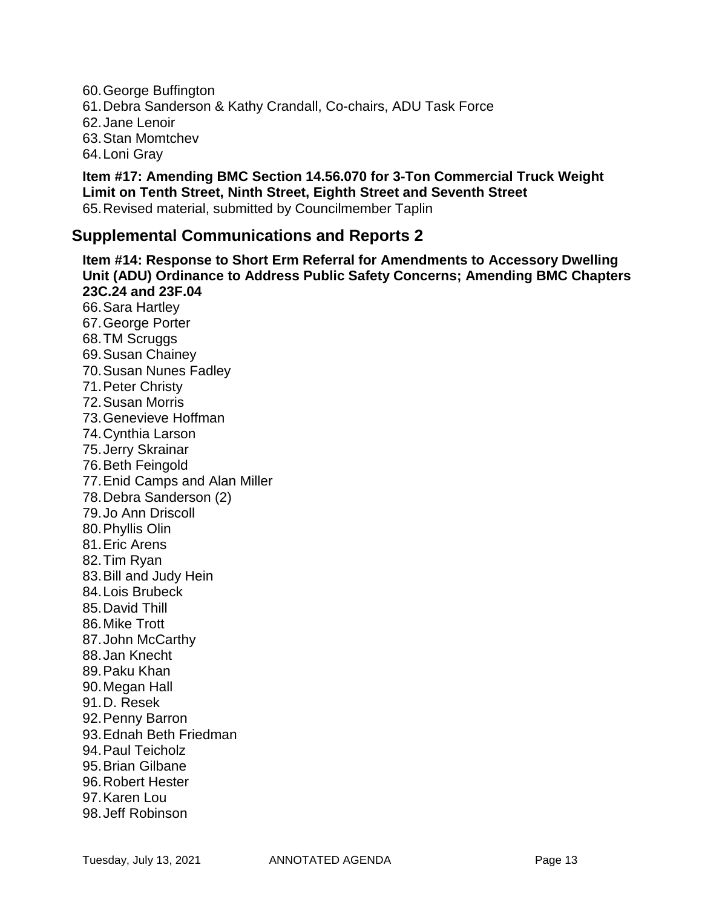60. George Buffington
61. Debra Sanderson & Kathy Crandall, Co-chairs, ADU Task Force
62. Jane Lenoir
63. Stan Momtchev
64. Loni Gray

**Item #17: Amending BMC Section 14.56.070 for 3-Ton Commercial Truck Weight Limit on Tenth Street, Ninth Street, Eighth Street and Seventh Street**

65. Revised material, submitted by Councilmember Taplin

## Supplemental Communications and Reports 2

**Item #14: Response to Short Erm Referral for Amendments to Accessory Dwelling Unit (ADU) Ordinance to Address Public Safety Concerns; Amending BMC Chapters 23C.24 and 23F.04**

66. Sara Hartley
67. George Porter
68. TM Scruggs
69. Susan Chainey
70. Susan Nunes Fadley
71. Peter Christy
72. Susan Morris
73. Genevieve Hoffman
74. Cynthia Larson
75. Jerry Skrainar
76. Beth Feingold
77. Enid Camps and Alan Miller
78. Debra Sanderson (2)
79. Jo Ann Driscoll
80. Phyllis Olin
81. Eric Arens
82. Tim Ryan
83. Bill and Judy Hein
84. Lois Brubeck
85. David Thill
86. Mike Trott
87. John McCarthy
88. Jan Knecht
89. Paku Khan
90. Megan Hall
91. D. Resek
92. Penny Barron
93. Ednah Beth Friedman
94. Paul Teicholz
95. Brian Gilbane
96. Robert Hester
97. Karen Lou
98. Jeff Robinson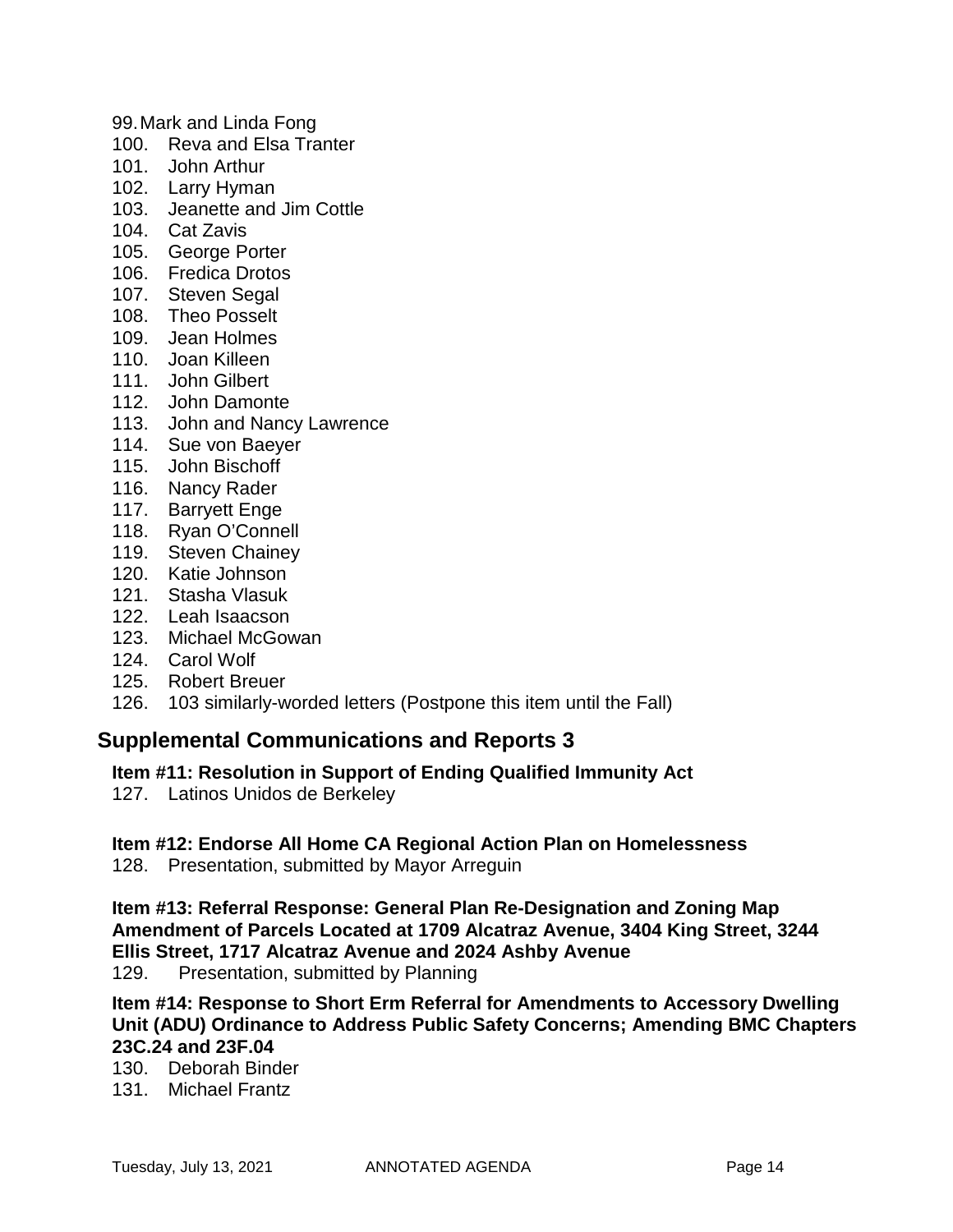99. Mark and Linda Fong
100. Reva and Elsa Tranter
101. John Arthur
102. Larry Hyman
103. Jeanette and Jim Cottle
104. Cat Zavis
105. George Porter
106. Fredica Drotos
107. Steven Segal
108. Theo Posselt
109. Jean Holmes
110. Joan Killeen
111. John Gilbert
112. John Damonte
113. John and Nancy Lawrence
114. Sue von Baeyer
115. John Bischoff
116. Nancy Rader
117. Barryett Enge
118. Ryan O'Connell
119. Steven Chainey
120. Katie Johnson
121. Stasha Vlasuk
122. Leah Isaacson
123. Michael McGowan
124. Carol Wolf
125. Robert Breuer
126. 103 similarly-worded letters (Postpone this item until the Fall)

## Supplemental Communications and Reports 3

**Item #11: Resolution in Support of Ending Qualified Immunity Act**

127. Latinos Unidos de Berkeley

**Item #12: Endorse All Home CA Regional Action Plan on Homelessness**

128. Presentation, submitted by Mayor Arreguin

**Item #13: Referral Response: General Plan Re-Designation and Zoning Map Amendment of Parcels Located at 1709 Alcatraz Avenue, 3404 King Street, 3244 Ellis Street, 1717 Alcatraz Avenue and 2024 Ashby Avenue**

129. Presentation, submitted by Planning

**Item #14: Response to Short Erm Referral for Amendments to Accessory Dwelling Unit (ADU) Ordinance to Address Public Safety Concerns; Amending BMC Chapters 23C.24 and 23F.04**

130. Deborah Binder
131. Michael Frantz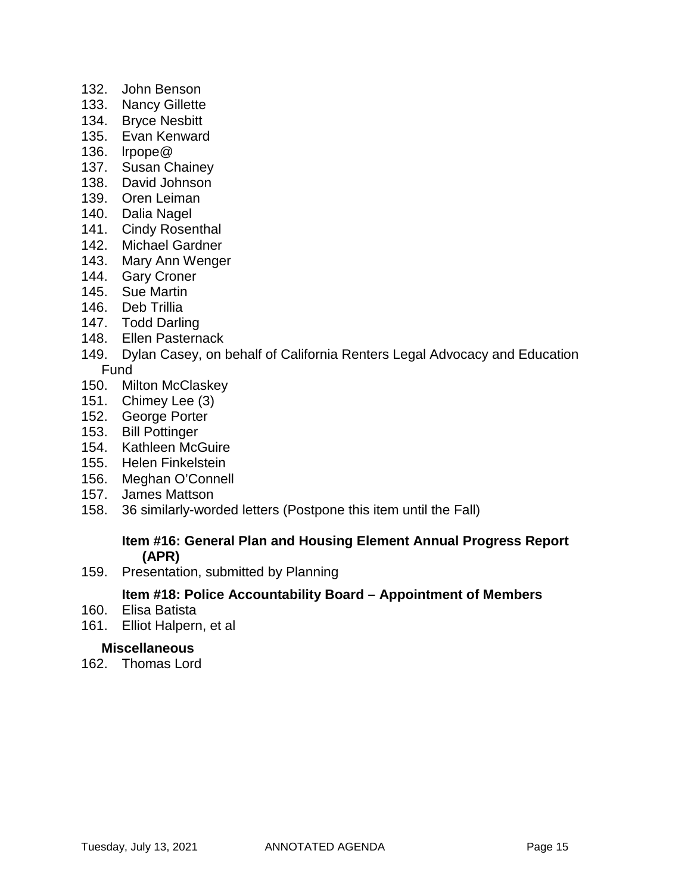132. John Benson
133. Nancy Gillette
134. Bryce Nesbitt
135. Evan Kenward
136. lrpope@
137. Susan Chainey
138. David Johnson
139. Oren Leiman
140. Dalia Nagel
141. Cindy Rosenthal
142. Michael Gardner
143. Mary Ann Wenger
144. Gary Croner
145. Sue Martin
146. Deb Trillia
147. Todd Darling
148. Ellen Pasternack
149. Dylan Casey, on behalf of California Renters Legal Advocacy and Education Fund
150. Milton McClaskey
151. Chimey Lee (3)
152. George Porter
153. Bill Pottinger
154. Kathleen McGuire
155. Helen Finkelstein
156. Meghan O'Connell
157. James Mattson
158. 36 similarly-worded letters (Postpone this item until the Fall)

**Item #16: General Plan and Housing Element Annual Progress Report (APR)**

159. Presentation, submitted by Planning

**Item #18: Police Accountability Board – Appointment of Members**

160. Elisa Batista
161. Elliot Halpern, et al

**Miscellaneous**

162. Thomas Lord